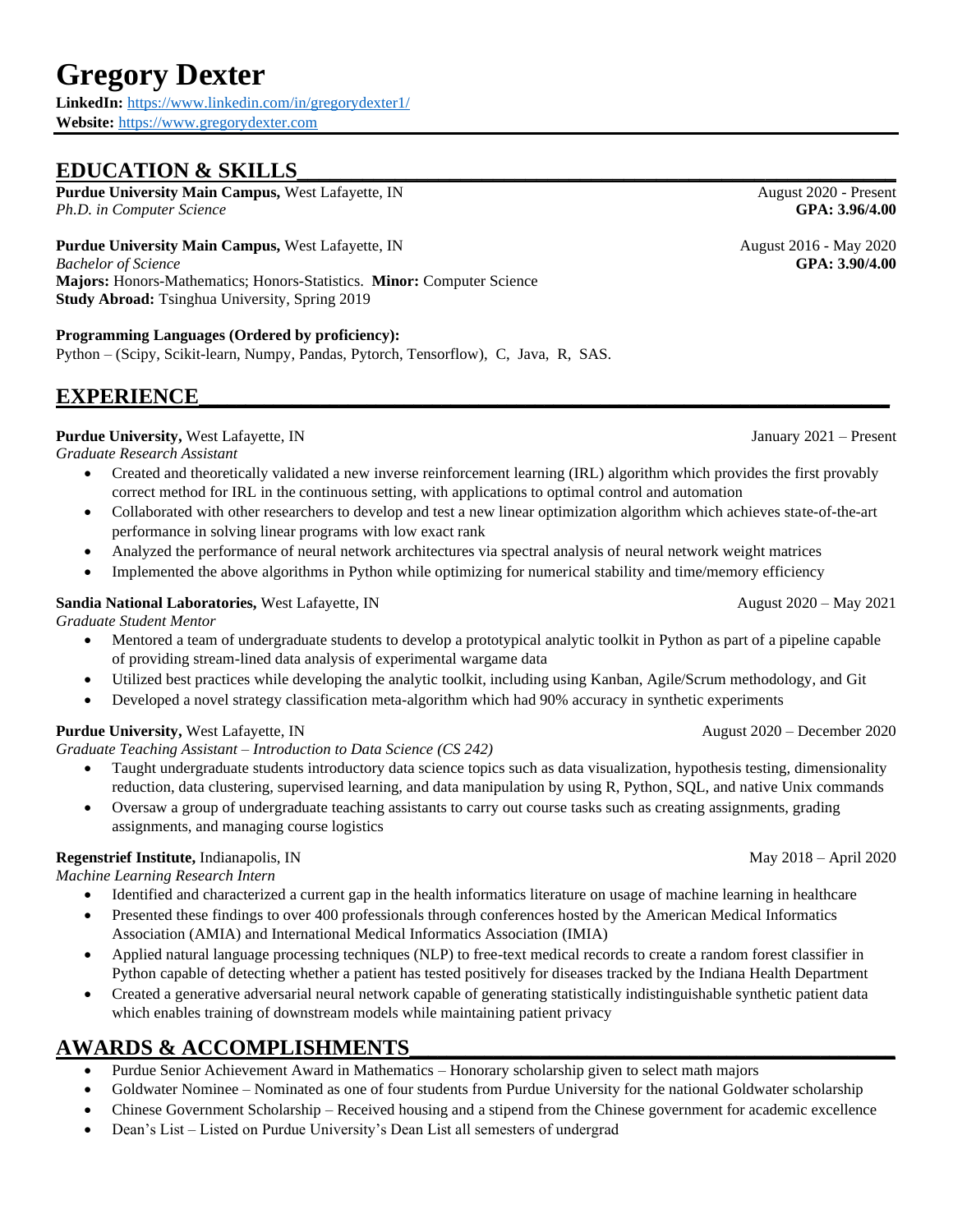# Gregory Dexter

**LinkedIn:** https://www.linkedin.com/in/gregorydexter1/
**Website:** https://www.gregorydexter.com

## EDUCATION & SKILLS

**Purdue University Main Campus,** West Lafayette, IN — August 2020 - Present
*Ph.D. in Computer Science* — **GPA: 3.96/4.00**

**Purdue University Main Campus,** West Lafayette, IN — August 2016 - May 2020
*Bachelor of Science* — **GPA: 3.90/4.00**
**Majors:** Honors-Mathematics; Honors-Statistics. **Minor:** Computer Science
**Study Abroad:** Tsinghua University, Spring 2019

**Programming Languages (Ordered by proficiency):**
Python – (Scipy, Scikit-learn, Numpy, Pandas, Pytorch, Tensorflow), C, Java, R, SAS.

## EXPERIENCE

**Purdue University,** West Lafayette, IN — January 2021 – Present
*Graduate Research Assistant*

- Created and theoretically validated a new inverse reinforcement learning (IRL) algorithm which provides the first provably correct method for IRL in the continuous setting, with applications to optimal control and automation
- Collaborated with other researchers to develop and test a new linear optimization algorithm which achieves state-of-the-art performance in solving linear programs with low exact rank
- Analyzed the performance of neural network architectures via spectral analysis of neural network weight matrices
- Implemented the above algorithms in Python while optimizing for numerical stability and time/memory efficiency

**Sandia National Laboratories,** West Lafayette, IN — August 2020 – May 2021
*Graduate Student Mentor*

- Mentored a team of undergraduate students to develop a prototypical analytic toolkit in Python as part of a pipeline capable of providing stream-lined data analysis of experimental wargame data
- Utilized best practices while developing the analytic toolkit, including using Kanban, Agile/Scrum methodology, and Git
- Developed a novel strategy classification meta-algorithm which had 90% accuracy in synthetic experiments

**Purdue University,** West Lafayette, IN — August 2020 – December 2020
*Graduate Teaching Assistant – Introduction to Data Science (CS 242)*

- Taught undergraduate students introductory data science topics such as data visualization, hypothesis testing, dimensionality reduction, data clustering, supervised learning, and data manipulation by using R, Python, SQL, and native Unix commands
- Oversaw a group of undergraduate teaching assistants to carry out course tasks such as creating assignments, grading assignments, and managing course logistics

**Regenstrief Institute,** Indianapolis, IN — May 2018 – April 2020
*Machine Learning Research Intern*

- Identified and characterized a current gap in the health informatics literature on usage of machine learning in healthcare
- Presented these findings to over 400 professionals through conferences hosted by the American Medical Informatics Association (AMIA) and International Medical Informatics Association (IMIA)
- Applied natural language processing techniques (NLP) to free-text medical records to create a random forest classifier in Python capable of detecting whether a patient has tested positively for diseases tracked by the Indiana Health Department
- Created a generative adversarial neural network capable of generating statistically indistinguishable synthetic patient data which enables training of downstream models while maintaining patient privacy

## AWARDS & ACCOMPLISHMENTS

- Purdue Senior Achievement Award in Mathematics – Honorary scholarship given to select math majors
- Goldwater Nominee – Nominated as one of four students from Purdue University for the national Goldwater scholarship
- Chinese Government Scholarship – Received housing and a stipend from the Chinese government for academic excellence
- Dean's List – Listed on Purdue University's Dean List all semesters of undergrad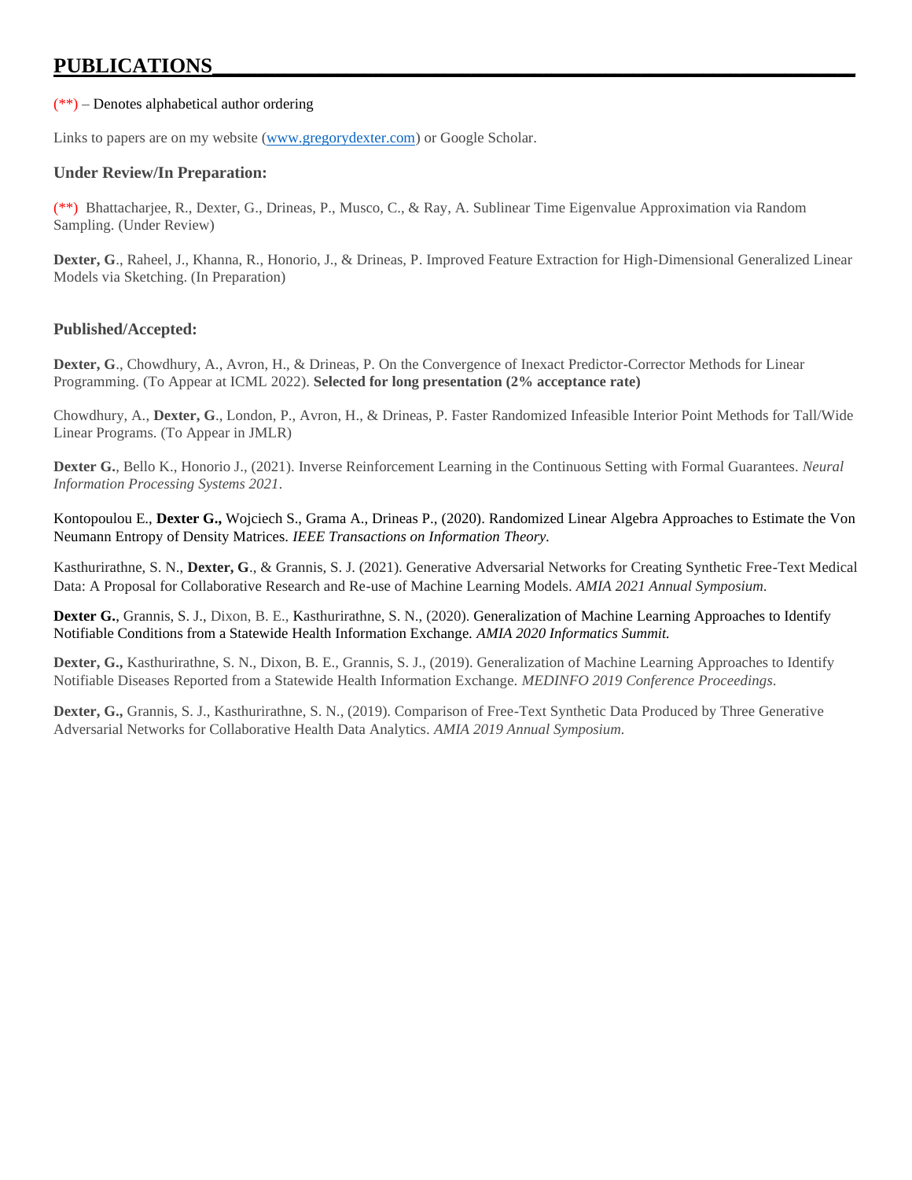# PUBLICATIONS

(**) – Denotes alphabetical author ordering

Links to papers are on my website (www.gregorydexter.com) or Google Scholar.

### Under Review/In Preparation:

(**) Bhattacharjee, R., Dexter, G., Drineas, P., Musco, C., & Ray, A. Sublinear Time Eigenvalue Approximation via Random Sampling. (Under Review)

**Dexter, G**., Raheel, J., Khanna, R., Honorio, J., & Drineas, P. Improved Feature Extraction for High-Dimensional Generalized Linear Models via Sketching. (In Preparation)

### Published/Accepted:

**Dexter, G**., Chowdhury, A., Avron, H., & Drineas, P. On the Convergence of Inexact Predictor-Corrector Methods for Linear Programming. (To Appear at ICML 2022). **Selected for long presentation (2% acceptance rate)**

Chowdhury, A., **Dexter, G**., London, P., Avron, H., & Drineas, P. Faster Randomized Infeasible Interior Point Methods for Tall/Wide Linear Programs. (To Appear in JMLR)

**Dexter G.**, Bello K., Honorio J., (2021). Inverse Reinforcement Learning in the Continuous Setting with Formal Guarantees. *Neural Information Processing Systems 2021*.

Kontopoulou E., **Dexter G.,** Wojciech S., Grama A., Drineas P., (2020). Randomized Linear Algebra Approaches to Estimate the Von Neumann Entropy of Density Matrices. *IEEE Transactions on Information Theory*.

Kasthurirathne, S. N., **Dexter, G**., & Grannis, S. J. (2021). Generative Adversarial Networks for Creating Synthetic Free-Text Medical Data: A Proposal for Collaborative Research and Re-use of Machine Learning Models. *AMIA 2021 Annual Symposium*.

**Dexter G.**, Grannis, S. J., Dixon, B. E., Kasthurirathne, S. N., (2020). Generalization of Machine Learning Approaches to Identify Notifiable Conditions from a Statewide Health Information Exchange. *AMIA 2020 Informatics Summit.*

**Dexter, G.,** Kasthurirathne, S. N., Dixon, B. E., Grannis, S. J., (2019). Generalization of Machine Learning Approaches to Identify Notifiable Diseases Reported from a Statewide Health Information Exchange. *MEDINFO 2019 Conference Proceedings*.

**Dexter, G.,** Grannis, S. J., Kasthurirathne, S. N., (2019). Comparison of Free-Text Synthetic Data Produced by Three Generative Adversarial Networks for Collaborative Health Data Analytics. *AMIA 2019 Annual Symposium.*